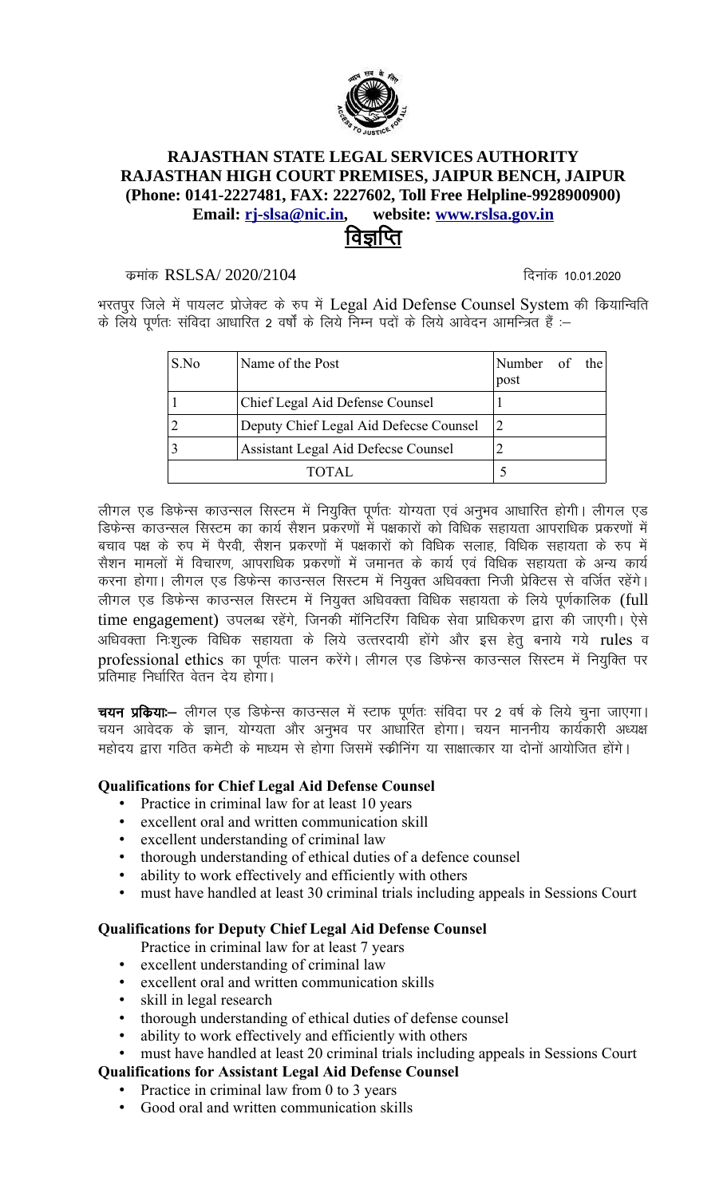# RAJASTHAN STATE LEGAL SERVICES AUTHORITY
## RAJASTHAN HIGH COURT PREMISES, JAIPUR BENCH, JAIPUR
**(Phone: 0141-2227481, FAX: 2227602, Toll Free Helpline-9928900900)**
**Email: rj-slsa@nic.in, website: www.rslsa.gov.in**

## विज्ञप्ति

क्रमांक RSLSA/ 2020/2104 दिनांक 10.01.2020

भरतपुर जिले में पायलट प्रोजेक्ट के रुप में Legal Aid Defense Counsel System की क्रियान्विति के लिये पूर्णतः संविदा आधारित 2 वर्षों के लिये निम्न पदों के लिये आवेदन आमन्त्रित हैं :–

| S.No | Name of the Post | Number of the post |
|---|---|---|
| 1 | Chief Legal Aid Defense Counsel | 1 |
| 2 | Deputy Chief Legal Aid Defecse Counsel | 2 |
| 3 | Assistant Legal Aid Defecse Counsel | 2 |
| TOTAL | | 5 |

लीगल एड डिफेन्स काउन्सल सिस्टम में नियुक्ति पूर्णतः योग्यता एवं अनुभव आधारित होगी। लीगल एड डिफेन्स काउन्सल सिस्टम का कार्य सैशन प्रकरणों में पक्षकारों को विधिक सहायता आपराधिक प्रकरणों में बचाव पक्ष के रुप में पैरवी, सैशन प्रकरणों में पक्षकारों को विधिक सलाह, विधिक सहायता के रुप में सैशन मामलों में विचारण, आपराधिक प्रकरणों में जमानत के कार्य एवं विधिक सहायता के अन्य कार्य करना होगा। लीगल एड डिफेन्स काउन्सल सिस्टम में नियुक्त अधिवक्ता निजी प्रेक्टिस से वर्जित रहेंगे। लीगल एड डिफेन्स काउन्सल सिस्टम में नियुक्त अधिवक्ता विधिक सहायता के लिये पूर्णकालिक (full time engagement) उपलब्ध रहेंगे, जिनकी मॉनिटरिंग विधिक सेवा प्राधिकरण द्वारा की जाएगी। ऐसे अधिवक्ता निःशुल्क विधिक सहायता के लिये उत्तरदायी होंगे और इस हेतु बनाये गये rules व professional ethics का पूर्णतः पालन करेंगे। लीगल एड डिफेन्स काउन्सल सिस्टम में नियुक्ति पर प्रतिमाह निर्धारित वेतन देय होगा।

**चयन प्रक्रियाः–** लीगल एड डिफेन्स काउन्सल में स्टाफ पूर्णतः संविदा पर 2 वर्ष के लिये चुना जाएगा। चयन आवेदक के ज्ञान, योग्यता और अनुभव पर आधारित होगा। चयन माननीय कार्यकारी अध्यक्ष महोदय द्वारा गठित कमेटी के माध्यम से होगा जिसमें स्क्रीनिंग या साक्षात्कार या दोनों आयोजित होंगे।

### Qualifications for Chief Legal Aid Defense Counsel

- Practice in criminal law for at least 10 years
- excellent oral and written communication skill
- excellent understanding of criminal law
- thorough understanding of ethical duties of a defence counsel
- ability to work effectively and efficiently with others
- must have handled at least 30 criminal trials including appeals in Sessions Court

### Qualifications for Deputy Chief Legal Aid Defense Counsel

Practice in criminal law for at least 7 years

- excellent understanding of criminal law
- excellent oral and written communication skills
- skill in legal research
- thorough understanding of ethical duties of defense counsel
- ability to work effectively and efficiently with others
- must have handled at least 20 criminal trials including appeals in Sessions Court

### Qualifications for Assistant Legal Aid Defense Counsel

- Practice in criminal law from 0 to 3 years
- Good oral and written communication skills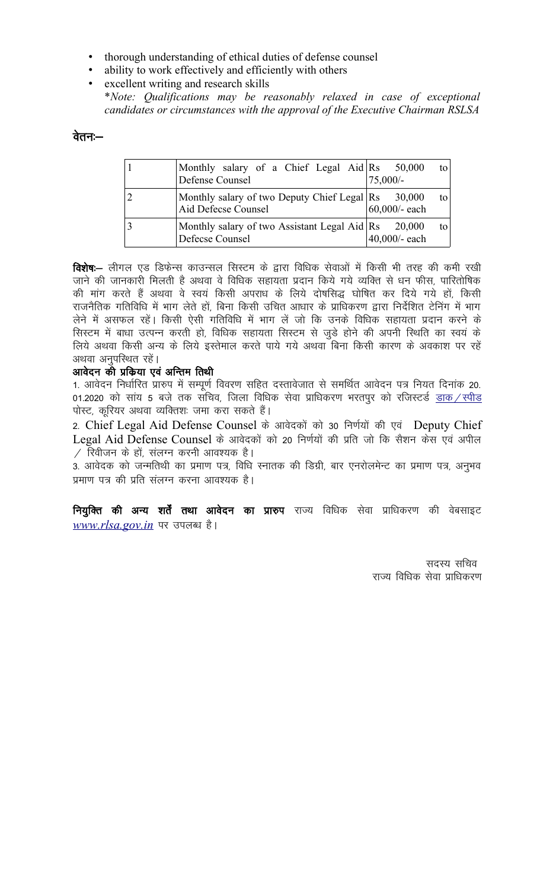- thorough understanding of ethical duties of defense counsel
- ability to work effectively and efficiently with others
- excellent writing and research skills

*\*Note: Qualifications may be reasonably relaxed in case of exceptional candidates or circumstances with the approval of the Executive Chairman RSLSA*

**वेतनः–**

| | | |
|---|---|---|
| 1 | Monthly salary of a Chief Legal Aid Defense Counsel | Rs 50,000 to 75,000/- |
| 2 | Monthly salary of two Deputy Chief Legal Aid Defecse Counsel | Rs 30,000 to 60,000/- each |
| 3 | Monthly salary of two Assistant Legal Aid Defecse Counsel | Rs 20,000 to 40,000/- each |

**विशेषः–** लीगल एड डिफेन्स काउन्सल सिस्टम के द्वारा विधिक सेवाओं में किसी भी तरह की कमी रखी जाने की जानकारी मिलती है अथवा वे विधिक सहायता प्रदान किये गये व्यक्ति से धन फीस, पारितोषिक की मांग करते हैं अथवा वे स्वयं किसी अपराध के लिये दोषसिद्ध घोषित कर दिये गये हों, किसी राजनैतिक गतिविधि में भाग लेते हों, बिना किसी उचित आधार के प्राधिकरण द्वारा निर्देशित टेनिंग में भाग लेने में असफल रहें। किसी ऐसी गतिविधि में भाग लें जो कि उनके विधिक सहायता प्रदान करने के सिस्टम में बाधा उत्पन्न करती हो, विधिक सहायता सिस्टम से जुडे होने की अपनी स्थिति का स्वयं के लिये अथवा किसी अन्य के लिये इस्तेमाल करते पाये गये अथवा बिना किसी कारण के अवकाश पर रहें अथवा अनुपस्थित रहें।

**आवेदन की प्रक्रिया एवं अन्तिम तिथी**

1. आवेदन निर्धारित प्रारुप में सम्पूर्ण विवरण सहित दस्तावेजात से समर्थित आवेदन पत्र नियत दिनांक 20.01.2020 को सांय 5 बजे तक सचिव, जिला विधिक सेवा प्राधिकरण भरतपुर को रजिस्टर्ड डाक/स्पीड पोस्ट, कूरियर अथवा व्यक्तिशः जमा करा सकते हैं।

2. Chief Legal Aid Defense Counsel के आवेदकों को 30 निर्णयों की एवं Deputy Chief Legal Aid Defense Counsel के आवेदकों को 20 निर्णयों की प्रति जो कि सैशन केस एवं अपील / रिवीजन के हों, संलग्न करनी आवश्यक है।

3. आवेदक को जन्मतिथी का प्रमाण पत्र, विधि स्नातक की डिग्री, बार एनरोलमेन्ट का प्रमाण पत्र, अनुभव प्रमाण पत्र की प्रति संलग्न करना आवश्यक है।

**नियुक्ति की अन्य शर्तें तथा आवेदन का प्रारुप** राज्य विधिक सेवा प्राधिकरण की वेबसाइट *www.rlsa.gov.in* पर उपलब्ध है।

सदस्य सचिव
राज्य विधिक सेवा प्राधिकरण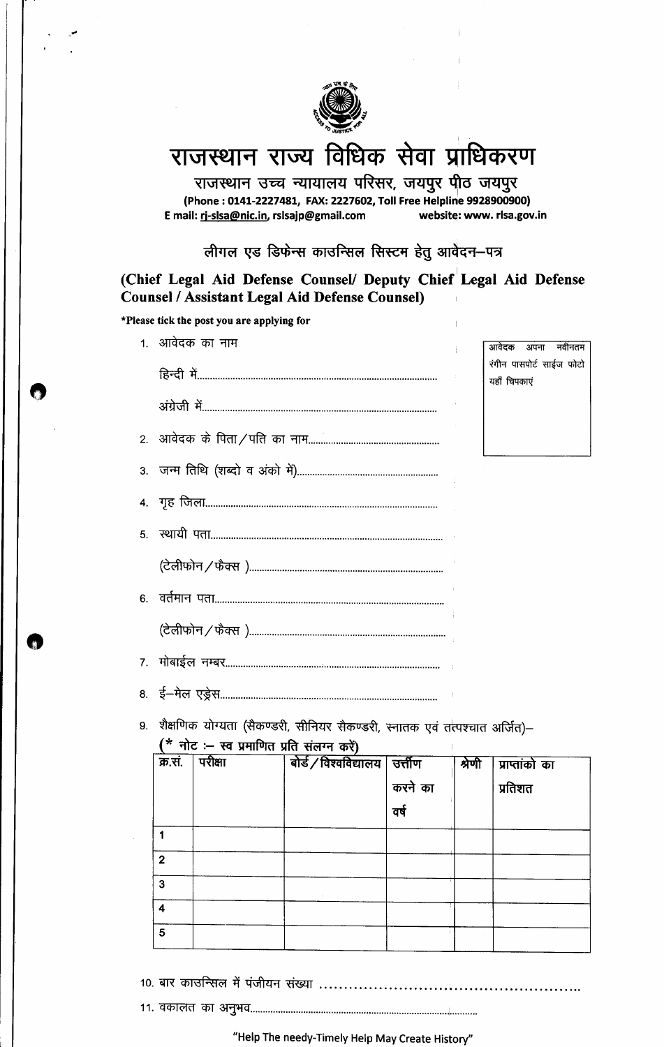# राजस्थान राज्य विधिक सेवा प्राधिकरण

## राजस्थान उच्च न्यायालय परिसर, जयपुर पीठ जयपुर

**(Phone : 0141-2227481, FAX: 2227602, Toll Free Helpline 9928900900)**
**E mail: rj-slsa@nic.in, rslsajp@gmail.com website: www. rlsa.gov.in**

### लीगल एड डिफेन्स काउन्सिल सिस्टम हेतु आवेदन–पत्र

### (Chief Legal Aid Defense Counsel/ Deputy Chief Legal Aid Defense Counsel / Assistant Legal Aid Defense Counsel)

***Please tick the post you are applying for**

आवेदक अपना नवीनतम रंगीन पासपोर्ट साईज फोटो यहाँ चिपकाएं

1. आवेदक का नाम

   हिन्दी में.............................................................................................

   अंग्रेजी में...........................................................................................

2. आवेदक के पिता/पति का नाम...................................................
3. जन्म तिथि (शब्दो व अंको में).......................................................
4. गृह जिला...........................................................................................
5. स्थायी पता..........................................................................................

   (टेलीफोन/फैक्स )............................................................................

6. वर्तमान पता.........................................................................................

   (टेलीफोन/फैक्स )............................................................................

7. मोबाईल नम्बर....................................................................................
8. ई–मेल एड्रेस.......................................................................................
9. शैक्षणिक योग्यता (सैकण्डरी, सीनियर सैकण्डरी, स्नातक एवं तत्पश्चात अर्जित)–

   **(* नोट :– स्व प्रमाणित प्रति संलग्न करें)**

| क्र.सं. | परीक्षा | बोर्ड/विश्वविद्यालय | उत्तीर्ण करने का वर्ष | श्रेणी | प्राप्तांको का प्रतिशत |
|---|---|---|---|---|---|
| 1 | | | | | |
| 2 | | | | | |
| 3 | | | | | |
| 4 | | | | | |
| 5 | | | | | |

10. बार काउन्सिल में पंजीयन संख्या ......................................................
11. वकालत का अनुभव..............................................................................

"Help The needy-Timely Help May Create History"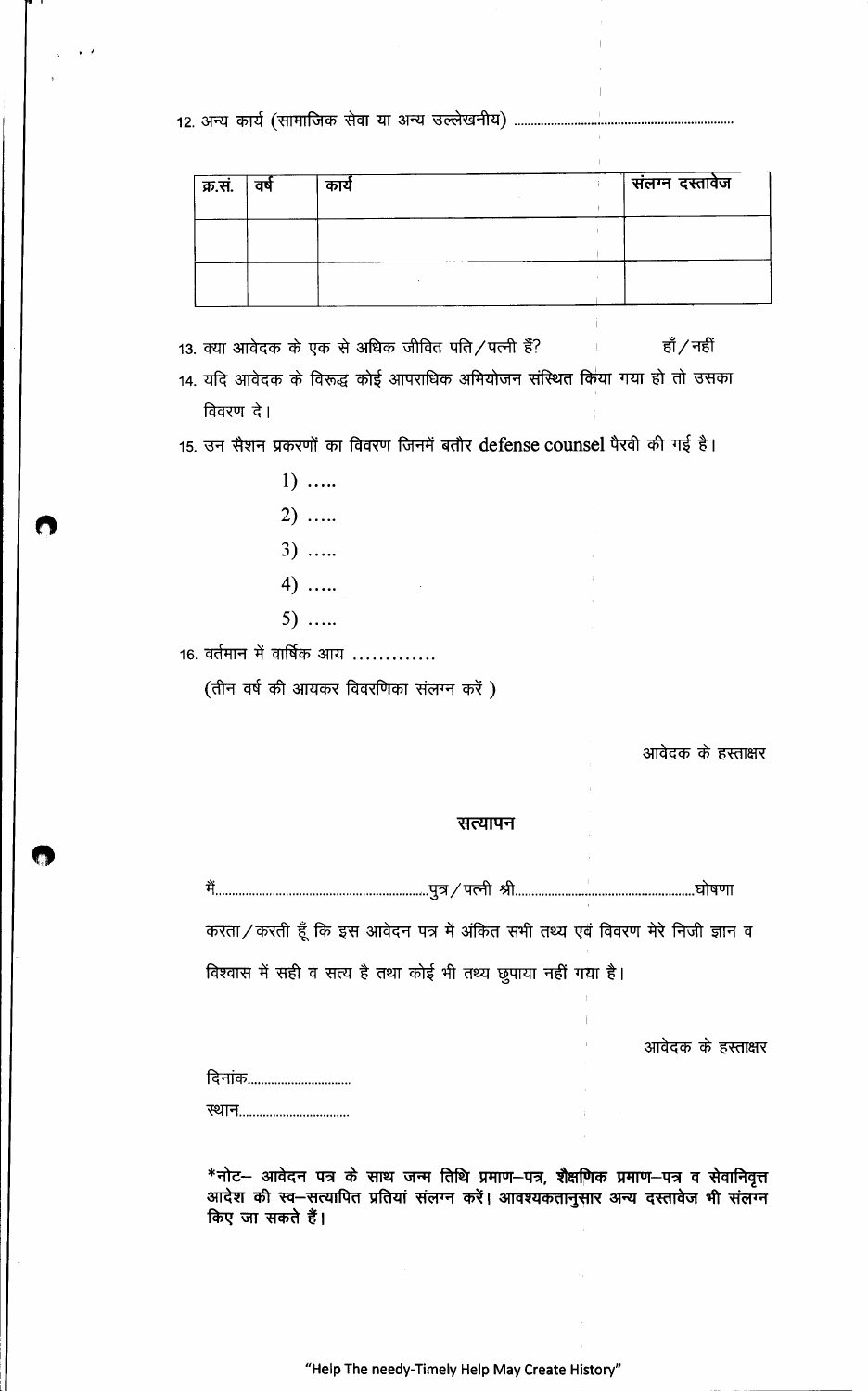12. अन्य कार्य (सामाजिक सेवा या अन्य उल्लेखनीय) ................................................................

| क्र.सं. | वर्ष | कार्य | संलग्न दस्तावेज |
| --- | --- | --- | --- |
| | | | |
| | | | |

13. क्या आवेदक के एक से अधिक जीवित पति/पत्नी हैं? हाँ/नहीं

14. यदि आवेदक के विरूद्ध कोई आपराधिक अभियोजन संस्थित किया गया हो तो उसका विवरण दे।

15. उन सैशन प्रकरणों का विवरण जिनमें बतौर defense counsel पैरवी की गई है।

 1) .....
 2) .....
 3) .....
 4) .....
 5) .....

16. वर्तमान में वार्षिक आय .............
 (तीन वर्ष की आयकर विवरणिका संलग्न करें )

आवेदक के हस्ताक्षर

## सत्यापन

मैं...............................................................पुत्र/पत्नी श्री....................................................घोषणा करता/करती हूँ कि इस आवेदन पत्र में अंकित सभी तथ्य एवं विवरण मेरे निजी ज्ञान व विश्वास में सही व सत्य है तथा कोई भी तथ्य छुपाया नहीं गया है।

आवेदक के हस्ताक्षर

दिनांक...............................

स्थान................................

**\*नोट– आवेदन पत्र के साथ जन्म तिथि प्रमाण–पत्र, शैक्षणिक प्रमाण–पत्र व सेवानिवृत्त आदेश की स्व–सत्यापित प्रतियां संलग्न करें। आवश्यकतानुसार अन्य दस्तावेज भी संलग्न किए जा सकते हैं।**

"Help The needy-Timely Help May Create History"